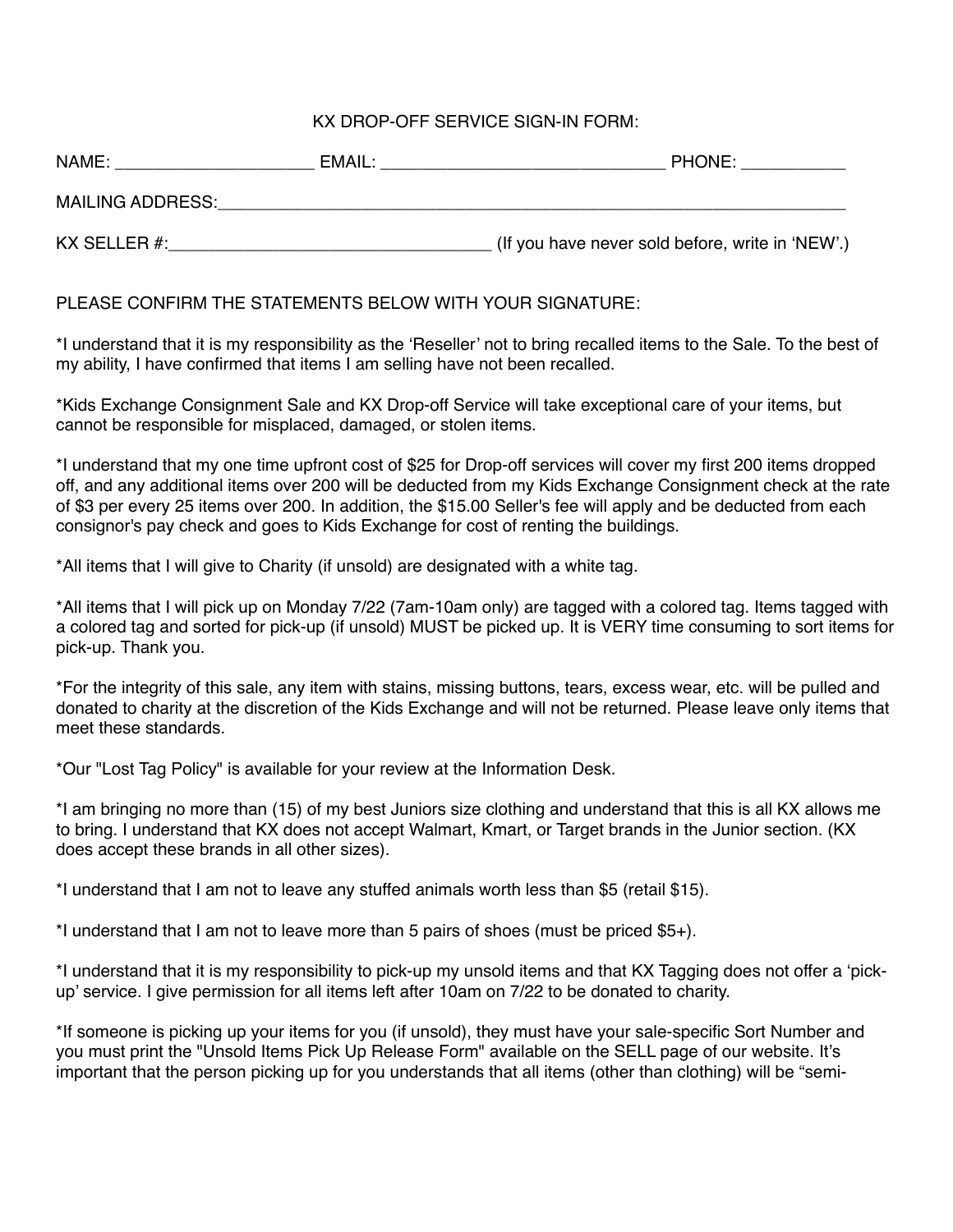KX DROP-OFF SERVICE SIGN-IN FORM:

NAME: ____________________ EMAIL: ____________________________ PHONE: __________

MAILING ADDRESS:_______________________________________________________________

KX SELLER #:________________________________ (If you have never sold before, write in 'NEW'.)

PLEASE CONFIRM THE STATEMENTS BELOW WITH YOUR SIGNATURE:

*I understand that it is my responsibility as the 'Reseller' not to bring recalled items to the Sale. To the best of my ability, I have confirmed that items I am selling have not been recalled.

*Kids Exchange Consignment Sale and KX Drop-off Service will take exceptional care of your items, but cannot be responsible for misplaced, damaged, or stolen items.

*I understand that my one time upfront cost of $25 for Drop-off services will cover my first 200 items dropped off, and any additional items over 200 will be deducted from my Kids Exchange Consignment check at the rate of $3 per every 25 items over 200. In addition, the $15.00 Seller's fee will apply and be deducted from each consignor's pay check and goes to Kids Exchange for cost of renting the buildings.

*All items that I will give to Charity (if unsold) are designated with a white tag.

*All items that I will pick up on Monday 7/22 (7am-10am only) are tagged with a colored tag. Items tagged with a colored tag and sorted for pick-up (if unsold) MUST be picked up. It is VERY time consuming to sort items for pick-up. Thank you.

*For the integrity of this sale, any item with stains, missing buttons, tears, excess wear, etc. will be pulled and donated to charity at the discretion of the Kids Exchange and will not be returned. Please leave only items that meet these standards.

*Our "Lost Tag Policy" is available for your review at the Information Desk.

*I am bringing no more than (15) of my best Juniors size clothing and understand that this is all KX allows me to bring. I understand that KX does not accept Walmart, Kmart, or Target brands in the Junior section. (KX does accept these brands in all other sizes).

*I understand that I am not to leave any stuffed animals worth less than $5 (retail $15).

*I understand that I am not to leave more than 5 pairs of shoes (must be priced $5+).

*I understand that it is my responsibility to pick-up my unsold items and that KX Tagging does not offer a 'pick-up' service. I give permission for all items left after 10am on 7/22 to be donated to charity.

*If someone is picking up your items for you (if unsold), they must have your sale-specific Sort Number and you must print the "Unsold Items Pick Up Release Form" available on the SELL page of our website. It's important that the person picking up for you understands that all items (other than clothing) will be "semi-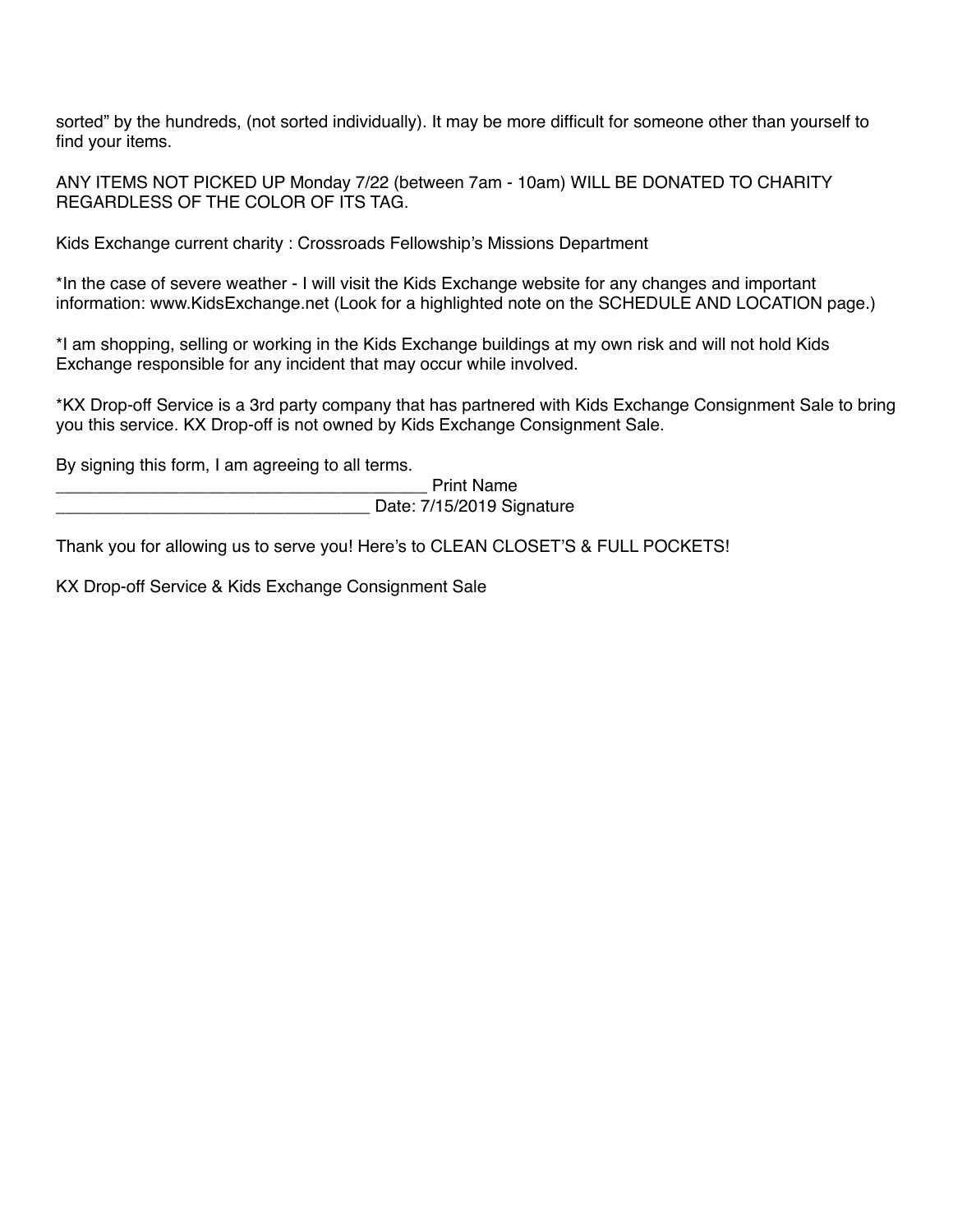sorted" by the hundreds, (not sorted individually). It may be more difficult for someone other than yourself to find your items.

ANY ITEMS NOT PICKED UP Monday 7/22 (between 7am - 10am) WILL BE DONATED TO CHARITY REGARDLESS OF THE COLOR OF ITS TAG.

Kids Exchange current charity : Crossroads Fellowship's Missions Department

*In the case of severe weather - I will visit the Kids Exchange website for any changes and important information: www.KidsExchange.net (Look for a highlighted note on the SCHEDULE AND LOCATION page.)

*I am shopping, selling or working in the Kids Exchange buildings at my own risk and will not hold Kids Exchange responsible for any incident that may occur while involved.

*KX Drop-off Service is a 3rd party company that has partnered with Kids Exchange Consignment Sale to bring you this service. KX Drop-off is not owned by Kids Exchange Consignment Sale.

By signing this form, I am agreeing to all terms.
_______________________________________ Print Name
_________________________________ Date: 7/15/2019 Signature

Thank you for allowing us to serve you! Here's to CLEAN CLOSET'S & FULL POCKETS!

KX Drop-off Service & Kids Exchange Consignment Sale